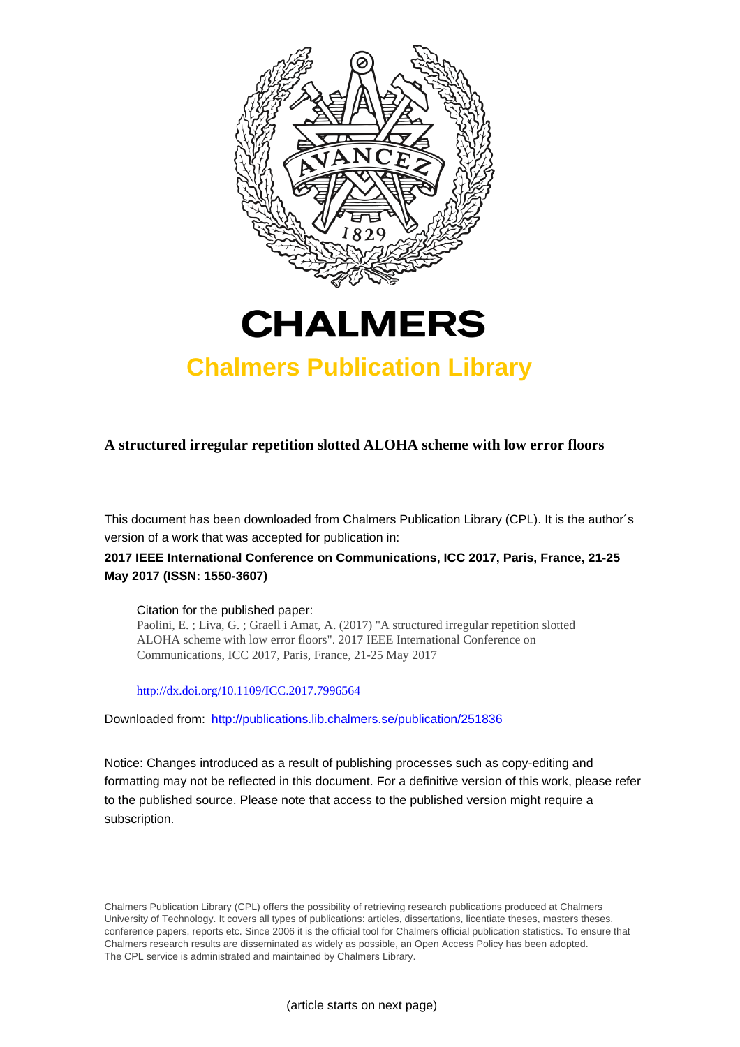# CHALMERS

## Chalmers Publication Library

**A structured irregular repetition slotted ALOHA scheme with low error floors**

This document has been downloaded from Chalmers Publication Library (CPL). It is the author´s version of a work that was accepted for publication in:

**2017 IEEE International Conference on Communications, ICC 2017, Paris, France, 21-25 May 2017 (ISSN: 1550-3607)**

Citation for the published paper:
Paolini, E. ; Liva, G. ; Graell i Amat, A. (2017) "A structured irregular repetition slotted ALOHA scheme with low error floors". 2017 IEEE International Conference on Communications, ICC 2017, Paris, France, 21-25 May 2017

http://dx.doi.org/10.1109/ICC.2017.7996564

Downloaded from: http://publications.lib.chalmers.se/publication/251836

Notice: Changes introduced as a result of publishing processes such as copy-editing and formatting may not be reflected in this document. For a definitive version of this work, please refer to the published source. Please note that access to the published version might require a subscription.

Chalmers Publication Library (CPL) offers the possibility of retrieving research publications produced at Chalmers University of Technology. It covers all types of publications: articles, dissertations, licentiate theses, masters theses, conference papers, reports etc. Since 2006 it is the official tool for Chalmers official publication statistics. To ensure that Chalmers research results are disseminated as widely as possible, an Open Access Policy has been adopted. The CPL service is administrated and maintained by Chalmers Library.

(article starts on next page)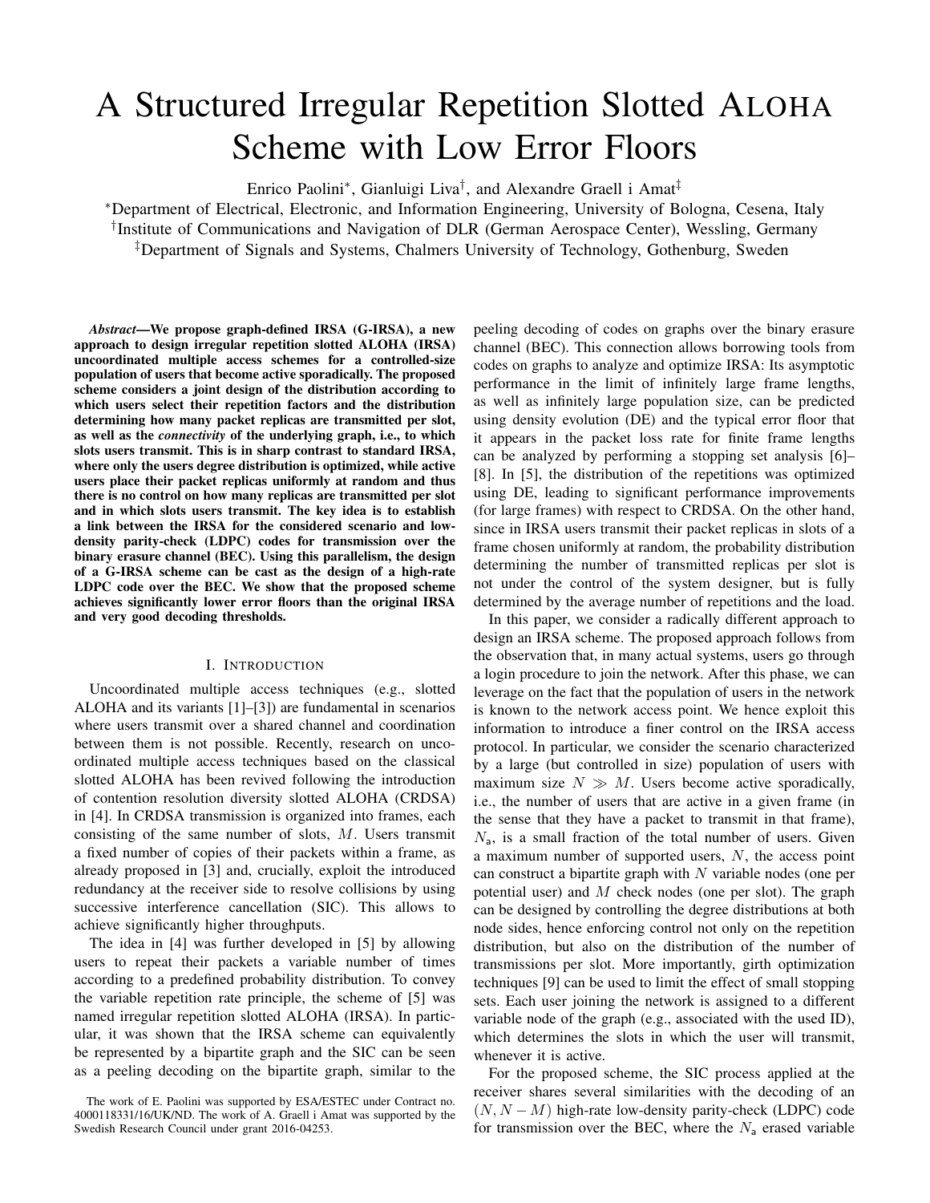# A Structured Irregular Repetition Slotted ALOHA Scheme with Low Error Floors

Enrico Paolini*, Gianluigi Liva†, and Alexandre Graell i Amat‡

*Department of Electrical, Electronic, and Information Engineering, University of Bologna, Cesena, Italy
†Institute of Communications and Navigation of DLR (German Aerospace Center), Wessling, Germany
‡Department of Signals and Systems, Chalmers University of Technology, Gothenburg, Sweden

***Abstract*—We propose graph-defined IRSA (G-IRSA), a new approach to design irregular repetition slotted ALOHA (IRSA) uncoordinated multiple access schemes for a controlled-size population of users that become active sporadically. The proposed scheme considers a joint design of the distribution according to which users select their repetition factors and the distribution determining how many packet replicas are transmitted per slot, as well as the *connectivity* of the underlying graph, i.e., to which slots users transmit. This is in sharp contrast to standard IRSA, where only the users degree distribution is optimized, while active users place their packet replicas uniformly at random and thus there is no control on how many replicas are transmitted per slot and in which slots users transmit. The key idea is to establish a link between the IRSA for the considered scenario and low-density parity-check (LDPC) codes for transmission over the binary erasure channel (BEC). Using this parallelism, the design of a G-IRSA scheme can be cast as the design of a high-rate LDPC code over the BEC. We show that the proposed scheme achieves significantly lower error floors than the original IRSA and very good decoding thresholds.**

## I. Introduction

Uncoordinated multiple access techniques (e.g., slotted ALOHA and its variants [1]–[3]) are fundamental in scenarios where users transmit over a shared channel and coordination between them is not possible. Recently, research on uncoordinated multiple access techniques based on the classical slotted ALOHA has been revived following the introduction of contention resolution diversity slotted ALOHA (CRDSA) in [4]. In CRDSA transmission is organized into frames, each consisting of the same number of slots, $M$. Users transmit a fixed number of copies of their packets within a frame, as already proposed in [3] and, crucially, exploit the introduced redundancy at the receiver side to resolve collisions by using successive interference cancellation (SIC). This allows to achieve significantly higher throughputs.

The idea in [4] was further developed in [5] by allowing users to repeat their packets a variable number of times according to a predefined probability distribution. To convey the variable repetition rate principle, the scheme of [5] was named irregular repetition slotted ALOHA (IRSA). In particular, it was shown that the IRSA scheme can equivalently be represented by a bipartite graph and the SIC can be seen as a peeling decoding on the bipartite graph, similar to the peeling decoding of codes on graphs over the binary erasure channel (BEC). This connection allows borrowing tools from codes on graphs to analyze and optimize IRSA: Its asymptotic performance in the limit of infinitely large frame lengths, as well as infinitely large population size, can be predicted using density evolution (DE) and the typical error floor that it appears in the packet loss rate for finite frame lengths can be analyzed by performing a stopping set analysis [6]–[8]. In [5], the distribution of the repetitions was optimized using DE, leading to significant performance improvements (for large frames) with respect to CRDSA. On the other hand, since in IRSA users transmit their packet replicas in slots of a frame chosen uniformly at random, the probability distribution determining the number of transmitted replicas per slot is not under the control of the system designer, but is fully determined by the average number of repetitions and the load.

In this paper, we consider a radically different approach to design an IRSA scheme. The proposed approach follows from the observation that, in many actual systems, users go through a login procedure to join the network. After this phase, we can leverage on the fact that the population of users in the network is known to the network access point. We hence exploit this information to introduce a finer control on the IRSA access protocol. In particular, we consider the scenario characterized by a large (but controlled in size) population of users with maximum size $N \gg M$. Users become active sporadically, i.e., the number of users that are active in a given frame (in the sense that they have a packet to transmit in that frame), $N_{\mathsf{a}}$, is a small fraction of the total number of users. Given a maximum number of supported users, $N$, the access point can construct a bipartite graph with $N$ variable nodes (one per potential user) and $M$ check nodes (one per slot). The graph can be designed by controlling the degree distributions at both node sides, hence enforcing control not only on the repetition distribution, but also on the distribution of the number of transmissions per slot. More importantly, girth optimization techniques [9] can be used to limit the effect of small stopping sets. Each user joining the network is assigned to a different variable node of the graph (e.g., associated with the used ID), which determines the slots in which the user will transmit, whenever it is active.

For the proposed scheme, the SIC process applied at the receiver shares several similarities with the decoding of an $(N, N-M)$ high-rate low-density parity-check (LDPC) code for transmission over the BEC, where the $N_{\mathsf{a}}$ erased variable

The work of E. Paolini was supported by ESA/ESTEC under Contract no. 4000118331/16/UK/ND. The work of A. Graell i Amat was supported by the Swedish Research Council under grant 2016-04253.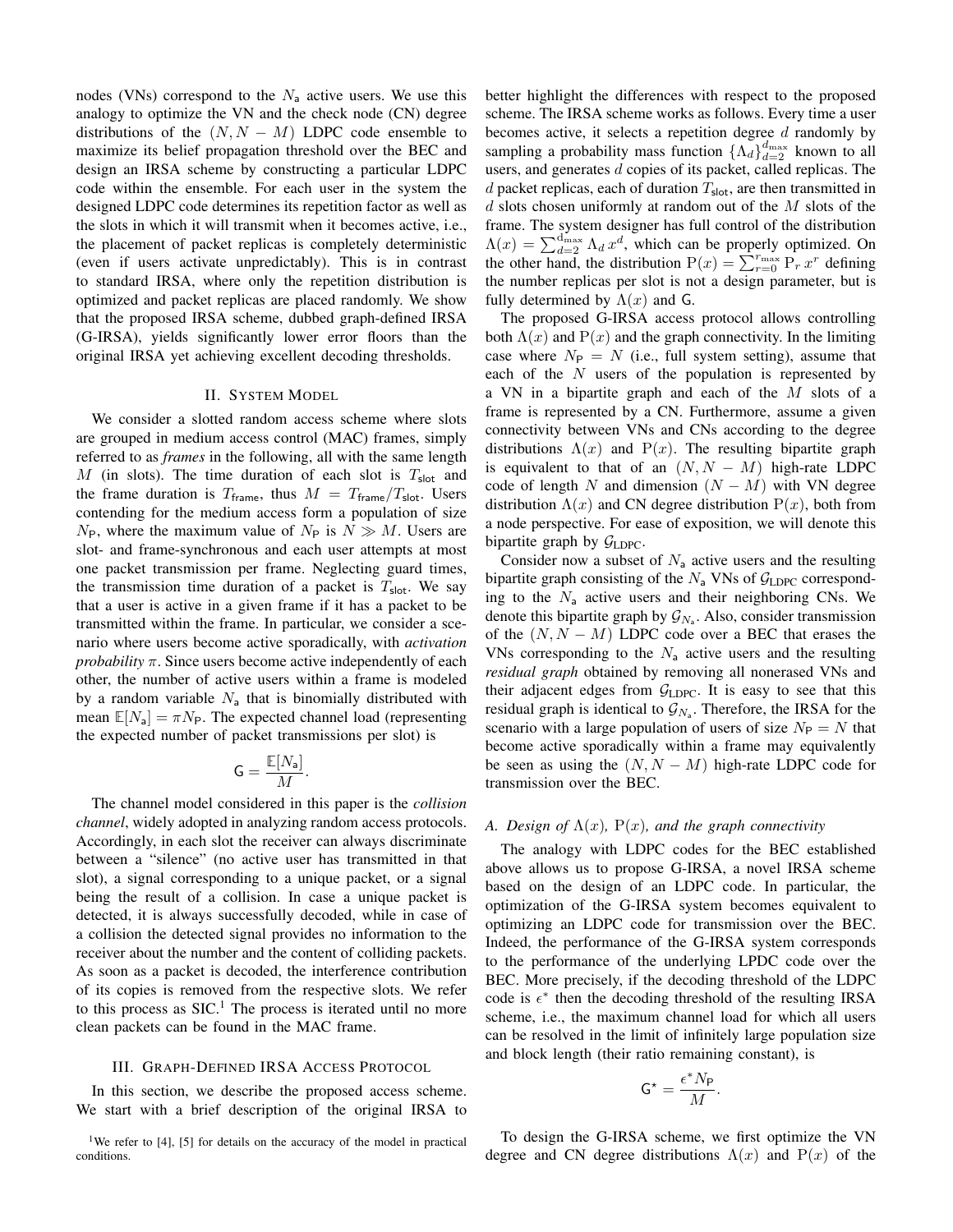nodes (VNs) correspond to the $N_{\mathsf{a}}$ active users. We use this analogy to optimize the VN and the check node (CN) degree distributions of the $(N, N-M)$ LDPC code ensemble to maximize its belief propagation threshold over the BEC and design an IRSA scheme by constructing a particular LDPC code within the ensemble. For each user in the system the designed LDPC code determines its repetition factor as well as the slots in which it will transmit when it becomes active, i.e., the placement of packet replicas is completely deterministic (even if users activate unpredictably). This is in contrast to standard IRSA, where only the repetition distribution is optimized and packet replicas are placed randomly. We show that the proposed IRSA scheme, dubbed graph-defined IRSA (G-IRSA), yields significantly lower error floors than the original IRSA yet achieving excellent decoding thresholds.

## II. System Model

We consider a slotted random access scheme where slots are grouped in medium access control (MAC) frames, simply referred to as *frames* in the following, all with the same length $M$ (in slots). The time duration of each slot is $T_{\mathsf{slot}}$ and the frame duration is $T_{\mathsf{frame}}$, thus $M = T_{\mathsf{frame}}/T_{\mathsf{slot}}$. Users contending for the medium access form a population of size $N_{\mathsf{P}}$, where the maximum value of $N_{\mathsf{P}}$ is $N \gg M$. Users are slot- and frame-synchronous and each user attempts at most one packet transmission per frame. Neglecting guard times, the transmission time duration of a packet is $T_{\mathsf{slot}}$. We say that a user is active in a given frame if it has a packet to be transmitted within the frame. In particular, we consider a scenario where users become active sporadically, with *activation probability* $\pi$. Since users become active independently of each other, the number of active users within a frame is modeled by a random variable $N_{\mathsf{a}}$ that is binomially distributed with mean $\mathbb{E}[N_{\mathsf{a}}] = \pi N_{\mathsf{P}}$. The expected channel load (representing the expected number of packet transmissions per slot) is

$$\mathsf{G} = \frac{\mathbb{E}[N_{\mathsf{a}}]}{M}.$$

The channel model considered in this paper is the *collision channel*, widely adopted in analyzing random access protocols. Accordingly, in each slot the receiver can always discriminate between a "silence" (no active user has transmitted in that slot), a signal corresponding to a unique packet, or a signal being the result of a collision. In case a unique packet is detected, it is always successfully decoded, while in case of a collision the detected signal provides no information to the receiver about the number and the content of colliding packets. As soon as a packet is decoded, the interference contribution of its copies is removed from the respective slots. We refer to this process as SIC.[1] The process is iterated until no more clean packets can be found in the MAC frame.

## III. Graph-Defined IRSA Access Protocol

In this section, we describe the proposed access scheme. We start with a brief description of the original IRSA to better highlight the differences with respect to the proposed scheme. The IRSA scheme works as follows. Every time a user becomes active, it selects a repetition degree $d$ randomly by sampling a probability mass function $\{\Lambda_d\}_{d=2}^{\mathrm{d_{max}}}$ known to all users, and generates $d$ copies of its packet, called replicas. The $d$ packet replicas, each of duration $T_{\mathsf{slot}}$, are then transmitted in $d$ slots chosen uniformly at random out of the $M$ slots of the frame. The system designer has full control of the distribution $\Lambda(x) = \sum_{d=2}^{\mathrm{d_{max}}} \Lambda_d \, x^d$, which can be properly optimized. On the other hand, the distribution $\mathrm{P}(x) = \sum_{r=0}^{r_{\max}} \mathrm{P}_r \, x^r$ defining the number replicas per slot is not a design parameter, but is fully determined by $\Lambda(x)$ and $\mathsf{G}$.

The proposed G-IRSA access protocol allows controlling both $\Lambda(x)$ and $\mathrm{P}(x)$ and the graph connectivity. In the limiting case where $N_{\mathsf{P}} = N$ (i.e., full system setting), assume that each of the $N$ users of the population is represented by a VN in a bipartite graph and each of the $M$ slots of a frame is represented by a CN. Furthermore, assume a given connectivity between VNs and CNs according to the degree distributions $\Lambda(x)$ and $\mathrm{P}(x)$. The resulting bipartite graph is equivalent to that of an $(N, N-M)$ high-rate LDPC code of length $N$ and dimension $(N-M)$ with VN degree distribution $\Lambda(x)$ and CN degree distribution $\mathrm{P}(x)$, both from a node perspective. For ease of exposition, we will denote this bipartite graph by $\mathcal{G}_{\mathrm{LDPC}}$.

Consider now a subset of $N_{\mathsf{a}}$ active users and the resulting bipartite graph consisting of the $N_{\mathsf{a}}$ VNs of $\mathcal{G}_{\mathrm{LDPC}}$ corresponding to the $N_{\mathsf{a}}$ active users and their neighboring CNs. We denote this bipartite graph by $\mathcal{G}_{N_{\mathsf{a}}}$. Also, consider transmission of the $(N, N-M)$ LDPC code over a BEC that erases the VNs corresponding to the $N_{\mathsf{a}}$ active users and the resulting *residual graph* obtained by removing all nonerased VNs and their adjacent edges from $\mathcal{G}_{\mathrm{LDPC}}$. It is easy to see that this residual graph is identical to $\mathcal{G}_{N_{\mathsf{a}}}$. Therefore, the IRSA for the scenario with a large population of users of size $N_{\mathsf{P}} = N$ that become active sporadically within a frame may equivalently be seen as using the $(N, N-M)$ high-rate LDPC code for transmission over the BEC.

### A. Design of $\Lambda(x)$, $\mathrm{P}(x)$, and the graph connectivity

The analogy with LDPC codes for the BEC established above allows us to propose G-IRSA, a novel IRSA scheme based on the design of an LDPC code. In particular, the optimization of the G-IRSA system becomes equivalent to optimizing an LDPC code for transmission over the BEC. Indeed, the performance of the G-IRSA system corresponds to the performance of the underlying LPDC code over the BEC. More precisely, if the decoding threshold of the LDPC code is $\epsilon^*$ then the decoding threshold of the resulting IRSA scheme, i.e., the maximum channel load for which all users can be resolved in the limit of infinitely large population size and block length (their ratio remaining constant), is

$$\mathsf{G}^{\star} = \frac{\epsilon^* N_{\mathsf{P}}}{M}.$$

To design the G-IRSA scheme, we first optimize the VN degree and CN degree distributions $\Lambda(x)$ and $\mathrm{P}(x)$ of the

[1] We refer to [4], [5] for details on the accuracy of the model in practical conditions.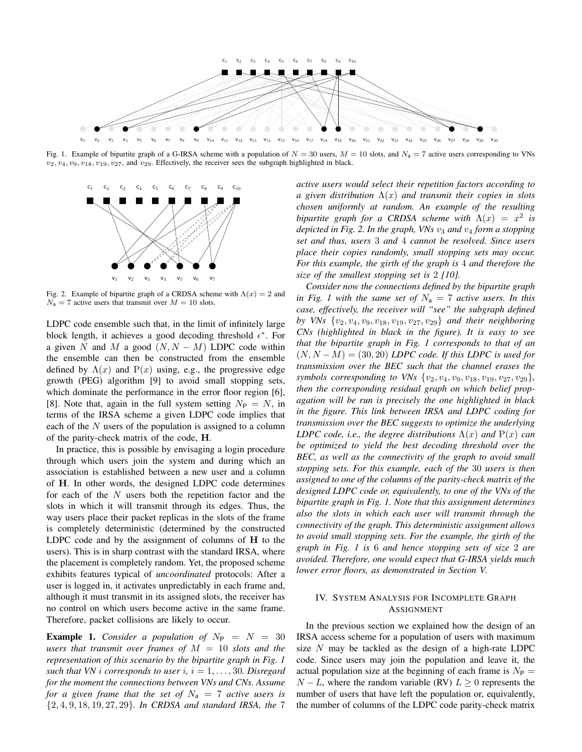Fig. 1. Example of bipartite graph of a G-IRSA scheme with a population of $N = 30$ users, $M = 10$ slots, and $N_\mathsf{a} = 7$ active users corresponding to VNs $v_2, v_4, v_9, v_{18}, v_{19}, v_{27}$, and $v_{29}$. Effectively, the receiver sees the subgraph highlighted in black.

Fig. 2. Example of bipartite graph of a CRDSA scheme with $\Lambda(x) = 2$ and $N_\mathsf{a} = 7$ active users that transmit over $M = 10$ slots.

LDPC code ensemble such that, in the limit of infinitely large block length, it achieves a good decoding threshold $\epsilon^*$. For a given $N$ and $M$ a good $(N, N-M)$ LDPC code within the ensemble can then be constructed from the ensemble defined by $\Lambda(x)$ and $\mathrm{P}(x)$ using, e.g., the progressive edge growth (PEG) algorithm [9] to avoid small stopping sets, which dominate the performance in the error floor region [6], [8]. Note that, again in the full system setting $N_\mathsf{P} = N$, in terms of the IRSA scheme a given LDPC code implies that each of the $N$ users of the population is assigned to a column of the parity-check matrix of the code, $\mathbf{H}$.

In practice, this is possible by envisaging a login procedure through which users join the system and during which an association is established between a new user and a column of $\mathbf{H}$. In other words, the designed LDPC code determines for each of the $N$ users both the repetition factor and the slots in which it will transmit through its edges. Thus, the way users place their packet replicas in the slots of the frame is completely deterministic (determined by the constructed LDPC code and by the assignment of columns of $\mathbf{H}$ to the users). This is in sharp contrast with the standard IRSA, where the placement is completely random. Yet, the proposed scheme exhibits features typical of *uncoordinated* protocols: After a user is logged in, it activates unpredictably in each frame and, although it must transmit in its assigned slots, the receiver has no control on which users become active in the same frame. Therefore, packet collisions are likely to occur.

**Example 1.** *Consider a population of $N_\mathsf{P} = N = 30$ users that transmit over frames of $M = 10$ slots and the representation of this scenario by the bipartite graph in Fig. 1 such that VN $i$ corresponds to user $i$, $i = 1, \ldots, 30$. Disregard for the moment the connections between VNs and CNs. Assume for a given frame that the set of $N_\mathsf{a} = 7$ active users is $\{2, 4, 9, 18, 19, 27, 29\}$. In CRDSA and standard IRSA, the 7 active users would select their repetition factors according to a given distribution $\Lambda(x)$ and transmit their copies in slots chosen uniformly at random. An example of the resulting bipartite graph for a CRDSA scheme with $\Lambda(x) = x^2$ is depicted in Fig. 2. In the graph, VNs $v_3$ and $v_4$ form a stopping set and thus, users 3 and 4 cannot be resolved. Since users place their copies randomly, small stopping sets may occur. For this example, the girth of the graph is 4 and therefore the size of the smallest stopping set is 2 [10].*

*Consider now the connections defined by the bipartite graph in Fig. 1 with the same set of $N_\mathsf{a} = 7$ active users. In this case, effectively, the receiver will "see" the subgraph defined by VNs $\{v_2, v_4, v_9, v_{18}, v_{19}, v_{27}, v_{29}\}$ and their neighboring CNs (highlighted in black in the figure). It is easy to see that the bipartite graph in Fig. 1 corresponds to that of an $(N, N-M) = (30, 20)$ LDPC code. If this LDPC is used for transmission over the BEC such that the channel erases the symbols corresponding to VNs $\{v_2, v_4, v_9, v_{18}, v_{19}, v_{27}, v_{29}\}$, then the corresponding residual graph on which belief propagation will be run is precisely the one highlighted in black in the figure. This link between IRSA and LDPC coding for transmission over the BEC suggests to optimize the underlying LDPC code, i.e., the degree distributions $\Lambda(x)$ and $\mathrm{P}(x)$ can be optimized to yield the best decoding threshold over the BEC, as well as the connectivity of the graph to avoid small stopping sets. For this example, each of the 30 users is then assigned to one of the columns of the parity-check matrix of the designed LDPC code or, equivalently, to one of the VNs of the bipartite graph in Fig. 1. Note that this assignment determines also the slots in which each user will transmit through the connectivity of the graph. This deterministic assignment allows to avoid small stopping sets. For the example, the girth of the graph in Fig. 1 is 6 and hence stopping sets of size 2 are avoided. Therefore, one would expect that G-IRSA yields much lower error floors, as demonstrated in Section V.*

## IV. System Analysis for Incomplete Graph Assignment

In the previous section we explained how the design of an IRSA access scheme for a population of users with maximum size $N$ may be tackled as the design of a high-rate LDPC code. Since users may join the population and leave it, the actual population size at the beginning of each frame is $N_\mathsf{P} = N - L$, where the random variable (RV) $L \geq 0$ represents the number of users that have left the population or, equivalently, the number of columns of the LDPC code parity-check matrix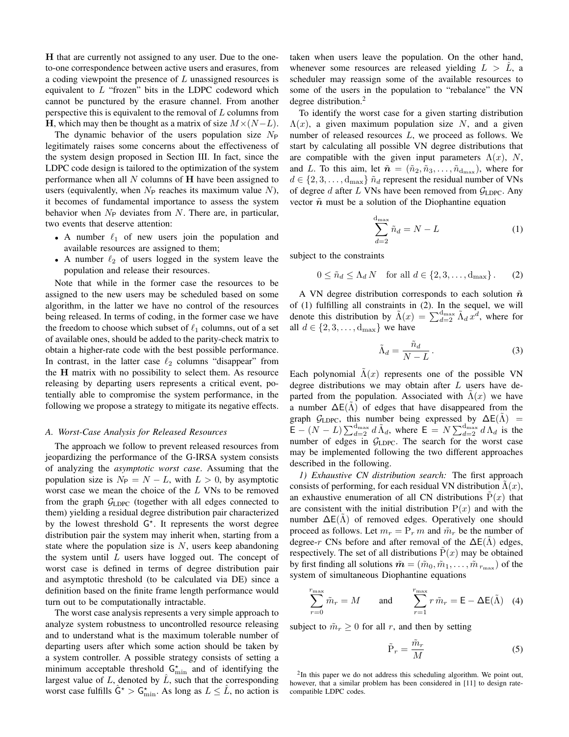$\mathbf{H}$ that are currently not assigned to any user. Due to the one-to-one correspondence between active users and erasures, from a coding viewpoint the presence of $L$ unassigned resources is equivalent to $L$ "frozen" bits in the LDPC codeword which cannot be punctured by the erasure channel. From another perspective this is equivalent to the removal of $L$ columns from $\mathbf{H}$, which may then be thought as a matrix of $M\times(N-L)$.

The dynamic behavior of the users population size $N_{\mathsf{P}}$ legitimately raises some concerns about the effectiveness of the system design proposed in Section III. In fact, since the LDPC code design is tailored to the optimization of the system performance when all $N$ columns of $\mathbf{H}$ have been assigned to users (equivalently, when $N_{\mathsf{P}}$ reaches its maximum value $N$), it becomes of fundamental importance to assess the system behavior when $N_{\mathsf{P}}$ deviates from $N$. There are, in particular, two events that deserve attention:

- A number $\ell_1$ of new users join the population and available resources are assigned to them;
- A number $\ell_2$ of users logged in the system leave the population and release their resources.

Note that while in the former case the resources to be assigned to the new users may be scheduled based on some algorithm, in the latter we have no control of the resources being released. In terms of coding, in the former case we have the freedom to choose which subset of $\ell_1$ columns, out of a set of available ones, should be added to the parity-check matrix to obtain a higher-rate code with the best possible performance. In contrast, in the latter case $\ell_2$ columns "disappear" from the $\mathbf{H}$ matrix with no possibility to select them. As resource releasing by departing users represents a critical event, potentially able to compromise the system performance, in the following we propose a strategy to mitigate its negative effects.

### A. Worst-Case Analysis for Released Resources

The approach we follow to prevent released resources from jeopardizing the performance of the G-IRSA system consists of analyzing the *asymptotic worst case*. Assuming that the population size is $N_{\mathsf{P}} = N - L$, with $L > 0$, by asymptotic worst case we mean the choice of the $L$ VNs to be removed from the graph $\mathcal{G}_{\text{LDPC}}$ (together with all edges connected to them) yielding a residual degree distribution pair characterized by the lowest threshold $\mathsf{G}^{\star}$. It represents the worst degree distribution pair the system may inherit when, starting from a state where the population size is $N$, users keep abandoning the system until $L$ users have logged out. The concept of worst case is defined in terms of degree distribution pair and asymptotic threshold (to be calculated via DE) since a definition based on the finite frame length performance would turn out to be computationally intractable.

The worst case analysis represents a very simple approach to analyze system robustness to uncontrolled resource releasing and to understand what is the maximum tolerable number of departing users after which some action should be taken by a system controller. A possible strategy consists of setting a minimum acceptable threshold $\mathsf{G}^{\star}_{\min}$ and of identifying the largest value of $L$, denoted by $\hat{L}$, such that the corresponding worst case fulfills $\hat{\mathsf{G}}^{\star} > \mathsf{G}^{\star}_{\min}$. As long as $L \leq \hat{L}$, no action is taken when users leave the population. On the other hand, whenever some resources are released yielding $L > \hat{L}$, a scheduler may reassign some of the available resources to some of the users in the population to "rebalance" the VN degree distribution.[2]

To identify the worst case for a given starting distribution $\Lambda(x)$, a given maximum population size $N$, and a given number of released resources $L$, we proceed as follows. We start by calculating all possible VN degree distributions that are compatible with the given input parameters $\Lambda(x)$, $N$, and $L$. To this aim, let $\tilde{\boldsymbol{n}} = (\tilde{n}_2, \tilde{n}_3, \ldots, \tilde{n}_{\mathrm{d}_{\max}})$, where for $d \in \{2, 3, \ldots, \mathrm{d}_{\max}\}$ $\tilde{n}_d$ represent the residual number of VNs of degree $d$ after $L$ VNs have been removed from $\mathcal{G}_{\text{LDPC}}$. Any vector $\tilde{\boldsymbol{n}}$ must be a solution of the Diophantine equation

$$\sum_{d=2}^{\mathrm{d}_{\max}} \tilde{n}_d = N - L \tag{1}$$

subject to the constraints

$$0 \leq \tilde{n}_d \leq \Lambda_d \, N \quad \text{for all } d \in \{2, 3, \ldots, \mathrm{d}_{\max}\}\,. \tag{2}$$

A VN degree distribution corresponds to each solution $\tilde{\boldsymbol{n}}$ of (1) fulfilling all constraints in (2). In the sequel, we will denote this distribution by $\tilde{\Lambda}(x) = \sum_{d=2}^{\mathrm{d}_{\max}} \tilde{\Lambda}_d \, x^d$, where for all $d \in \{2, 3, \ldots, \mathrm{d}_{\max}\}$ we have

$$\tilde{\Lambda}_d = \frac{\tilde{n}_d}{N - L}\,. \tag{3}$$

Each polynomial $\tilde{\Lambda}(x)$ represents one of the possible VN degree distributions we may obtain after $L$ users have departed from the population. Associated with $\tilde{\Lambda}(x)$ we have a number $\Delta\mathsf{E}(\tilde{\Lambda})$ of edges that have disappeared from the graph $\mathcal{G}_{\text{LDPC}}$, this number being expressed by $\Delta\mathsf{E}(\tilde{\Lambda}) = \mathsf{E} - (N - L) \sum_{d=2}^{\mathrm{d}_{\max}} d \, \tilde{\Lambda}_d$, where $\mathsf{E} = N \sum_{d=2}^{\mathrm{d}_{\max}} d \, \Lambda_d$ is the number of edges in $\mathcal{G}_{\text{LDPC}}$. The search for the worst case may be implemented following the two different approaches described in the following.

*1) Exhaustive CN distribution search:* The first approach consists of performing, for each residual VN distribution $\tilde{\Lambda}(x)$, an exhaustive enumeration of all CN distributions $\tilde{\mathrm{P}}(x)$ that are consistent with the initial distribution $\mathrm{P}(x)$ and with the number $\Delta\mathsf{E}(\tilde{\Lambda})$ of removed edges. Operatively one should proceed as follows. Let $m_r = \mathrm{P}_r \, m$ and $\tilde{m}_r$ be the number of degree-$r$ CNs before and after removal of the $\Delta\mathsf{E}(\tilde{\Lambda})$ edges, respectively. The set of all distributions $\tilde{\mathrm{P}}(x)$ may be obtained by first finding all solutions $\tilde{\boldsymbol{m}} = (\tilde{m}_0, \tilde{m}_1, \ldots, \tilde{m}_{r_{\max}})$ of the system of simultaneous Diophantine equations

$$\sum_{r=0}^{r_{\max}} \tilde{m}_r = M \qquad \text{and} \qquad \sum_{r=1}^{r_{\max}} r \, \tilde{m}_r = \mathsf{E} - \Delta\mathsf{E}(\tilde{\Lambda}) \tag{4}$$

subject to $\tilde{m}_r \geq 0$ for all $r$, and then by setting

$$\tilde{\mathrm{P}}_r = \frac{\tilde{m}_r}{M} \tag{5}$$

[2] In this paper we do not address this scheduling algorithm. We point out, however, that a similar problem has been considered in [11] to design rate-compatible LDPC codes.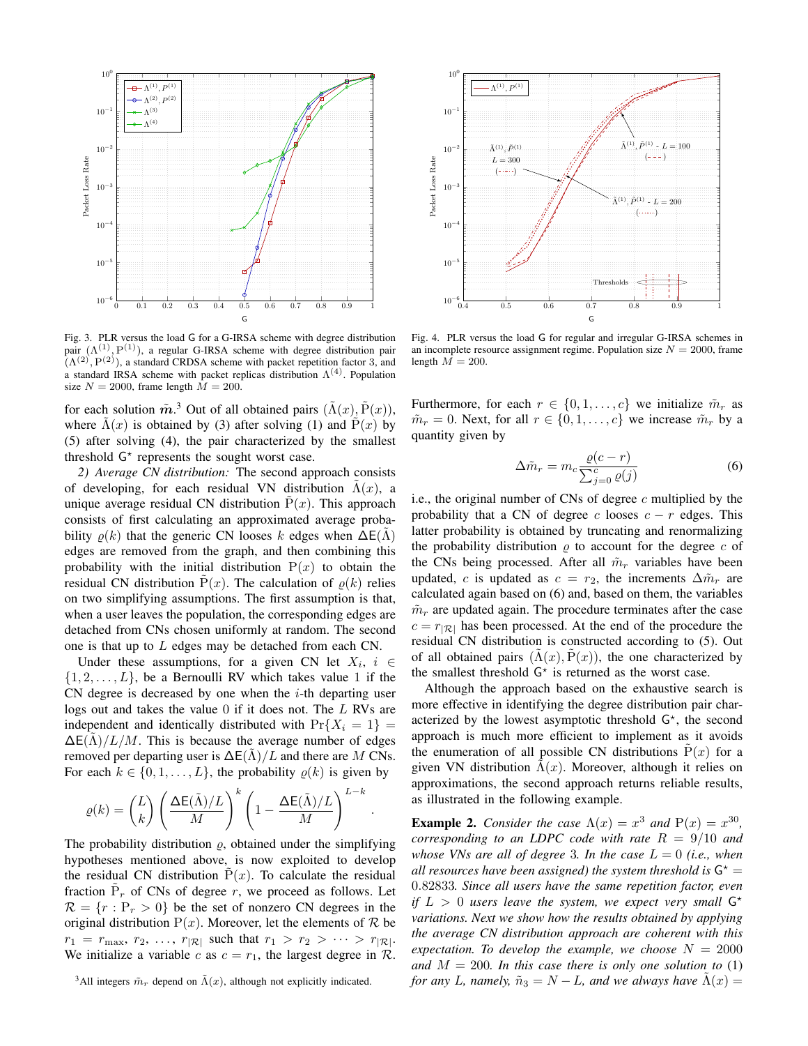Fig. 3. PLR versus the load $\mathsf{G}$ for a G-IRSA scheme with degree distribution pair $(\Lambda^{(1)}, \mathrm{P}^{(1)})$, a regular G-IRSA scheme with degree distribution pair $(\Lambda^{(2)}, \mathrm{P}^{(2)})$, a standard CRDSA scheme with packet repetition factor 3, and a standard IRSA scheme with packet replicas distribution $\Lambda^{(4)}$. Population size $N = 2000$, frame length $M = 200$.

Fig. 4. PLR versus the load $\mathsf{G}$ for regular and irregular G-IRSA schemes in an incomplete resource assignment regime. Population size $N = 2000$, frame length $M = 200$.

for each solution $\tilde{\boldsymbol{m}}$.[3] Out of all obtained pairs $(\tilde{\Lambda}(x), \tilde{\mathrm{P}}(x))$, where $\tilde{\Lambda}(x)$ is obtained by (3) after solving (1) and $\tilde{\mathrm{P}}(x)$ by (5) after solving (4), the pair characterized by the smallest threshold $\mathsf{G}^\star$ represents the sought worst case.

*2) Average CN distribution:* The second approach consists of developing, for each residual VN distribution $\tilde{\Lambda}(x)$, a unique average residual CN distribution $\tilde{\mathrm{P}}(x)$. This approach consists of first calculating an approximated average probability $\varrho(k)$ that the generic CN looses $k$ edges when $\Delta\mathsf{E}(\tilde{\Lambda})$ edges are removed from the graph, and then combining this probability with the initial distribution $\mathrm{P}(x)$ to obtain the residual CN distribution $\tilde{\mathrm{P}}(x)$. The calculation of $\varrho(k)$ relies on two simplifying assumptions. The first assumption is that, when a user leaves the population, the corresponding edges are detached from CNs chosen uniformly at random. The second one is that up to $L$ edges may be detached from each CN.

Under these assumptions, for a given CN let $X_i$, $i \in \{1, 2, \dots, L\}$, be a Bernoulli RV which takes value 1 if the CN degree is decreased by one when the $i$-th departing user logs out and takes the value 0 if it does not. The $L$ RVs are independent and identically distributed with $\Pr\{X_i = 1\} = \Delta\mathsf{E}(\tilde{\Lambda})/L/M$. This is because the average number of edges removed per departing user is $\Delta\mathsf{E}(\tilde{\Lambda})/L$ and there are $M$ CNs. For each $k \in \{0, 1, \dots, L\}$, the probability $\varrho(k)$ is given by

$$\varrho(k) = \binom{L}{k} \left( \frac{\Delta\mathsf{E}(\tilde{\Lambda})/L}{M} \right)^k \left( 1 - \frac{\Delta\mathsf{E}(\tilde{\Lambda})/L}{M} \right)^{L-k}.$$

The probability distribution $\varrho$, obtained under the simplifying hypotheses mentioned above, is now exploited to develop the residual CN distribution $\tilde{\mathrm{P}}(x)$. To calculate the residual fraction $\tilde{\mathrm{P}}_r$ of CNs of degree $r$, we proceed as follows. Let $\mathcal{R} = \{r : \mathrm{P}_r > 0\}$ be the set of nonzero CN degrees in the original distribution $\mathrm{P}(x)$. Moreover, let the elements of $\mathcal{R}$ be $r_1 = r_{\max}$, $r_2$, ..., $r_{|\mathcal{R}|}$ such that $r_1 > r_2 > \dots > r_{|\mathcal{R}|}$. We initialize a variable $c$ as $c = r_1$, the largest degree in $\mathcal{R}$. Furthermore, for each $r \in \{0, 1, \dots, c\}$ we initialize $\tilde{m}_r$ as $\tilde{m}_r = 0$. Next, for all $r \in \{0, 1, \dots, c\}$ we increase $\tilde{m}_r$ by a quantity given by

$$\Delta\tilde{m}_r = m_c \frac{\varrho(c-r)}{\sum_{j=0}^{c} \varrho(j)} \tag{6}$$

i.e., the original number of CNs of degree $c$ multiplied by the probability that a CN of degree $c$ looses $c - r$ edges. This latter probability is obtained by truncating and renormalizing the probability distribution $\varrho$ to account for the degree $c$ of the CNs being processed. After all $\tilde{m}_r$ variables have been updated, $c$ is updated as $c = r_2$, the increments $\Delta\tilde{m}_r$ are calculated again based on (6) and, based on them, the variables $\tilde{m}_r$ are updated again. The procedure terminates after the case $c = r_{|\mathcal{R}|}$ has been processed. At the end of the procedure the residual CN distribution is constructed according to (5). Out of all obtained pairs $(\tilde{\Lambda}(x), \tilde{\mathrm{P}}(x))$, the one characterized by the smallest threshold $\mathsf{G}^\star$ is returned as the worst case.

Although the approach based on the exhaustive search is more effective in identifying the degree distribution pair characterized by the lowest asymptotic threshold $\mathsf{G}^\star$, the second approach is much more efficient to implement as it avoids the enumeration of all possible CN distributions $\tilde{\mathrm{P}}(x)$ for a given VN distribution $\tilde{\Lambda}(x)$. Moreover, although it relies on approximations, the second approach returns reliable results, as illustrated in the following example.

**Example 2.** *Consider the case $\Lambda(x) = x^3$ and $\mathrm{P}(x) = x^{30}$, corresponding to an LDPC code with rate $R = 9/10$ and whose VNs are all of degree 3. In the case $L = 0$ (i.e., when all resources have been assigned) the system threshold is $\mathsf{G}^\star = 0.82833$. Since all users have the same repetition factor, even if $L > 0$ users leave the system, we expect very small $\mathsf{G}^\star$ variations. Next we show how the results obtained by applying the average CN distribution approach are coherent with this expectation. To develop the example, we choose $N = 2000$ and $M = 200$. In this case there is only one solution to (1) for any $L$, namely, $\tilde{n}_3 = N - L$, and we always have $\tilde{\Lambda}(x) =$*

[3] All integers $\tilde{m}_r$ depend on $\tilde{\Lambda}(x)$, although not explicitly indicated.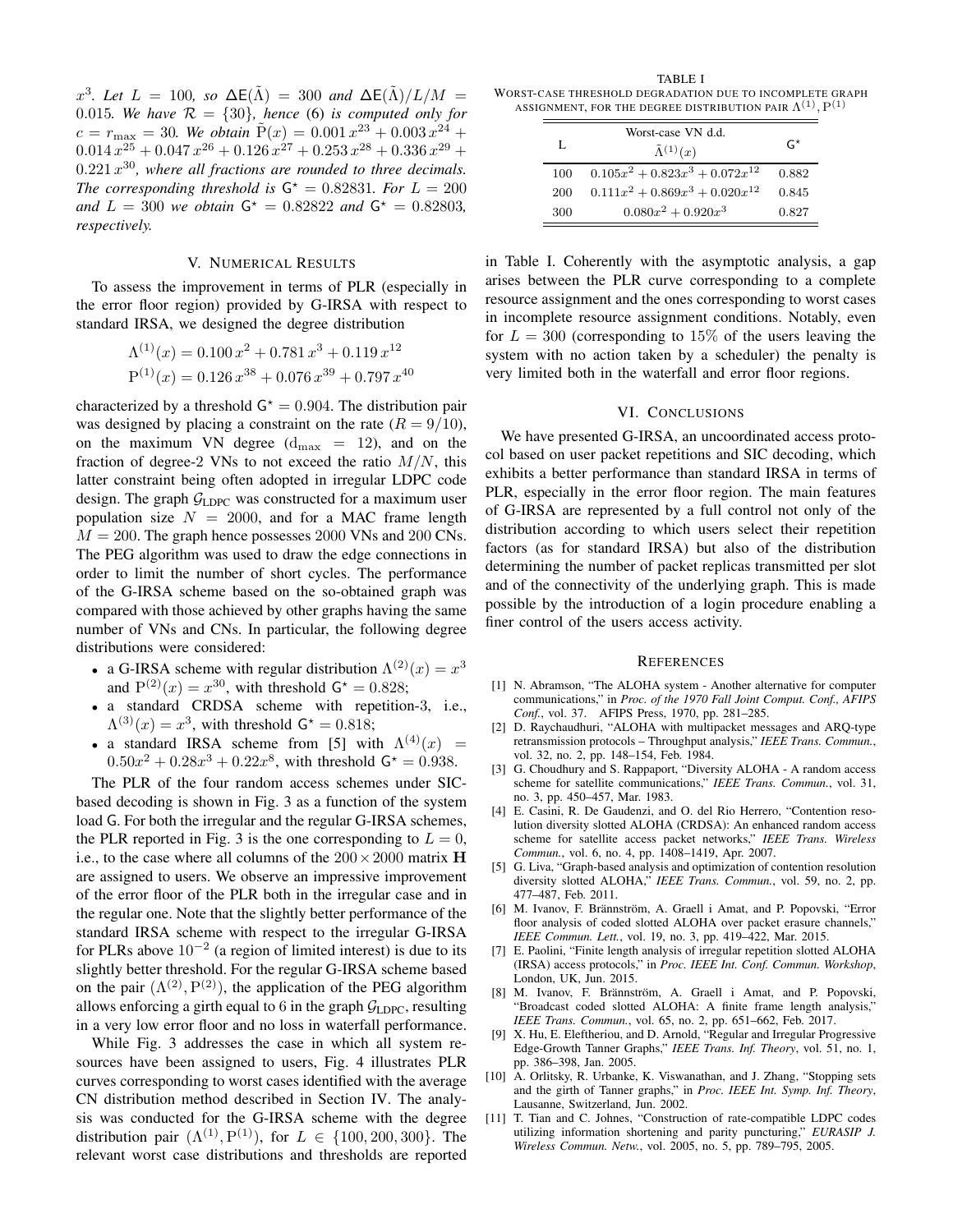$x^3$. *Let* $L = 100$, *so* $\Delta\mathsf{E}(\tilde{\Lambda}) = 300$ *and* $\Delta\mathsf{E}(\tilde{\Lambda})/L/M = 0.015$. *We have* $\mathcal{R} = \{30\}$, *hence* (6) *is computed only for* $c = r_{\max} = 30$. *We obtain* $\tilde{\mathrm{P}}(x) = 0.001\,x^{23} + 0.003\,x^{24} + 0.014\,x^{25} + 0.047\,x^{26} + 0.126\,x^{27} + 0.253\,x^{28} + 0.336\,x^{29} + 0.221\,x^{30}$, *where all fractions are rounded to three decimals. The corresponding threshold is* $\mathsf{G}^\star = 0.82831$. *For* $L = 200$ *and* $L = 300$ *we obtain* $\mathsf{G}^\star = 0.82822$ *and* $\mathsf{G}^\star = 0.82803$, *respectively.*

## V. Numerical Results

To assess the improvement in terms of PLR (especially in the error floor region) provided by G-IRSA with respect to standard IRSA, we designed the degree distribution

$$\Lambda^{(1)}(x) = 0.100\,x^2 + 0.781\,x^3 + 0.119\,x^{12}$$
$$\mathrm{P}^{(1)}(x) = 0.126\,x^{38} + 0.076\,x^{39} + 0.797\,x^{40}$$

characterized by a threshold $\mathsf{G}^\star = 0.904$. The distribution pair was designed by placing a constraint on the rate ($R = 9/10$), on the maximum VN degree ($\mathrm{d}_{\max} = 12$), and on the fraction of degree-2 VNs to not exceed the ratio $M/N$, this latter constraint being often adopted in irregular LDPC code design. The graph $\mathcal{G}_{\text{LDPC}}$ was constructed for a maximum user population size $N = 2000$, and for a MAC frame length $M = 200$. The graph hence possesses 2000 VNs and 200 CNs. The PEG algorithm was used to draw the edge connections in order to limit the number of short cycles. The performance of the G-IRSA scheme based on the so-obtained graph was compared with those achieved by other graphs having the same number of VNs and CNs. In particular, the following degree distributions were considered:

- a G-IRSA scheme with regular distribution $\Lambda^{(2)}(x) = x^3$ and $\mathrm{P}^{(2)}(x) = x^{30}$, with threshold $\mathsf{G}^\star = 0.828$;
- a standard CRDSA scheme with repetition-3, i.e., $\Lambda^{(3)}(x) = x^3$, with threshold $\mathsf{G}^\star = 0.818$;
- a standard IRSA scheme from [5] with $\Lambda^{(4)}(x) = 0.50x^2 + 0.28x^3 + 0.22x^8$, with threshold $\mathsf{G}^\star = 0.938$.

The PLR of the four random access schemes under SIC-based decoding is shown in Fig. 3 as a function of the system load $\mathsf{G}$. For both the irregular and the regular G-IRSA schemes, the PLR reported in Fig. 3 is the one corresponding to $L = 0$, i.e., to the case where all columns of the $200 \times 2000$ matrix $\mathbf{H}$ are assigned to users. We observe an impressive improvement of the error floor of the PLR both in the irregular case and in the regular one. Note that the slightly better performance of the standard IRSA scheme with respect to the irregular G-IRSA for PLRs above $10^{-2}$ (a region of limited interest) is due to its slightly better threshold. For the regular G-IRSA scheme based on the pair $(\Lambda^{(2)}, \mathrm{P}^{(2)})$, the application of the PEG algorithm allows enforcing a girth equal to 6 in the graph $\mathcal{G}_{\text{LDPC}}$, resulting in a very low error floor and no loss in waterfall performance.

While Fig. 3 addresses the case in which all system resources have been assigned to users, Fig. 4 illustrates PLR curves corresponding to worst cases identified with the average CN distribution method described in Section IV. The analysis was conducted for the G-IRSA scheme with the degree distribution pair $(\Lambda^{(1)}, \mathrm{P}^{(1)})$, for $L \in \{100, 200, 300\}$. The relevant worst case distributions and thresholds are reported in Table I. Coherently with the asymptotic analysis, a gap arises between the PLR curve corresponding to a complete resource assignment and the ones corresponding to worst cases in incomplete resource assignment conditions. Notably, even for $L = 300$ (corresponding to 15% of the users leaving the system with no action taken by a scheduler) the penalty is very limited both in the waterfall and error floor regions.

TABLE I
Worst-case threshold degradation due to incomplete graph assignment, for the degree distribution pair $\Lambda^{(1)}, \mathrm{P}^{(1)}$

| L | Worst-case VN d.d. $\tilde{\Lambda}^{(1)}(x)$ | $\mathsf{G}^\star$ |
|---|---|---|
| 100 | $0.105x^2 + 0.823x^3 + 0.072x^{12}$ | 0.882 |
| 200 | $0.111x^2 + 0.869x^3 + 0.020x^{12}$ | 0.845 |
| 300 | $0.080x^2 + 0.920x^3$ | 0.827 |

## VI. Conclusions

We have presented G-IRSA, an uncoordinated access protocol based on user packet repetitions and SIC decoding, which exhibits a better performance than standard IRSA in terms of PLR, especially in the error floor region. The main features of G-IRSA are represented by a full control not only of the distribution according to which users select their repetition factors (as for standard IRSA) but also of the distribution determining the number of packet replicas transmitted per slot and of the connectivity of the underlying graph. This is made possible by the introduction of a login procedure enabling a finer control of the users access activity.

## References

[1] N. Abramson, "The ALOHA system - Another alternative for computer communications," in *Proc. of the 1970 Fall Joint Comput. Conf., AFIPS Conf.*, vol. 37. AFIPS Press, 1970, pp. 281–285.

[2] D. Raychaudhuri, "ALOHA with multipacket messages and ARQ-type retransmission protocols – Throughput analysis," *IEEE Trans. Commun.*, vol. 32, no. 2, pp. 148–154, Feb. 1984.

[3] G. Choudhury and S. Rappaport, "Diversity ALOHA - A random access scheme for satellite communications," *IEEE Trans. Commun.*, vol. 31, no. 3, pp. 450–457, Mar. 1983.

[4] E. Casini, R. De Gaudenzi, and O. del Rio Herrero, "Contention resolution diversity slotted ALOHA (CRDSA): An enhanced random access scheme for satellite access packet networks," *IEEE Trans. Wireless Commun.*, vol. 6, no. 4, pp. 1408–1419, Apr. 2007.

[5] G. Liva, "Graph-based analysis and optimization of contention resolution diversity slotted ALOHA," *IEEE Trans. Commun.*, vol. 59, no. 2, pp. 477–487, Feb. 2011.

[6] M. Ivanov, F. Brännström, A. Graell i Amat, and P. Popovski, "Error floor analysis of coded slotted ALOHA over packet erasure channels," *IEEE Commun. Lett.*, vol. 19, no. 3, pp. 419–422, Mar. 2015.

[7] E. Paolini, "Finite length analysis of irregular repetition slotted ALOHA (IRSA) access protocols," in *Proc. IEEE Int. Conf. Commun. Workshop*, London, UK, Jun. 2015.

[8] M. Ivanov, F. Brännström, A. Graell i Amat, and P. Popovski, "Broadcast coded slotted ALOHA: A finite frame length analysis," *IEEE Trans. Commun.*, vol. 65, no. 2, pp. 651–662, Feb. 2017.

[9] X. Hu, E. Eleftheriou, and D. Arnold, "Regular and Irregular Progressive Edge-Growth Tanner Graphs," *IEEE Trans. Inf. Theory*, vol. 51, no. 1, pp. 386–398, Jan. 2005.

[10] A. Orlitsky, R. Urbanke, K. Viswanathan, and J. Zhang, "Stopping sets and the girth of Tanner graphs," in *Proc. IEEE Int. Symp. Inf. Theory*, Lausanne, Switzerland, Jun. 2002.

[11] T. Tian and C. Johnes, "Construction of rate-compatible LDPC codes utilizing information shortening and parity puncturing," *EURASIP J. Wireless Commun. Netw.*, vol. 2005, no. 5, pp. 789–795, 2005.